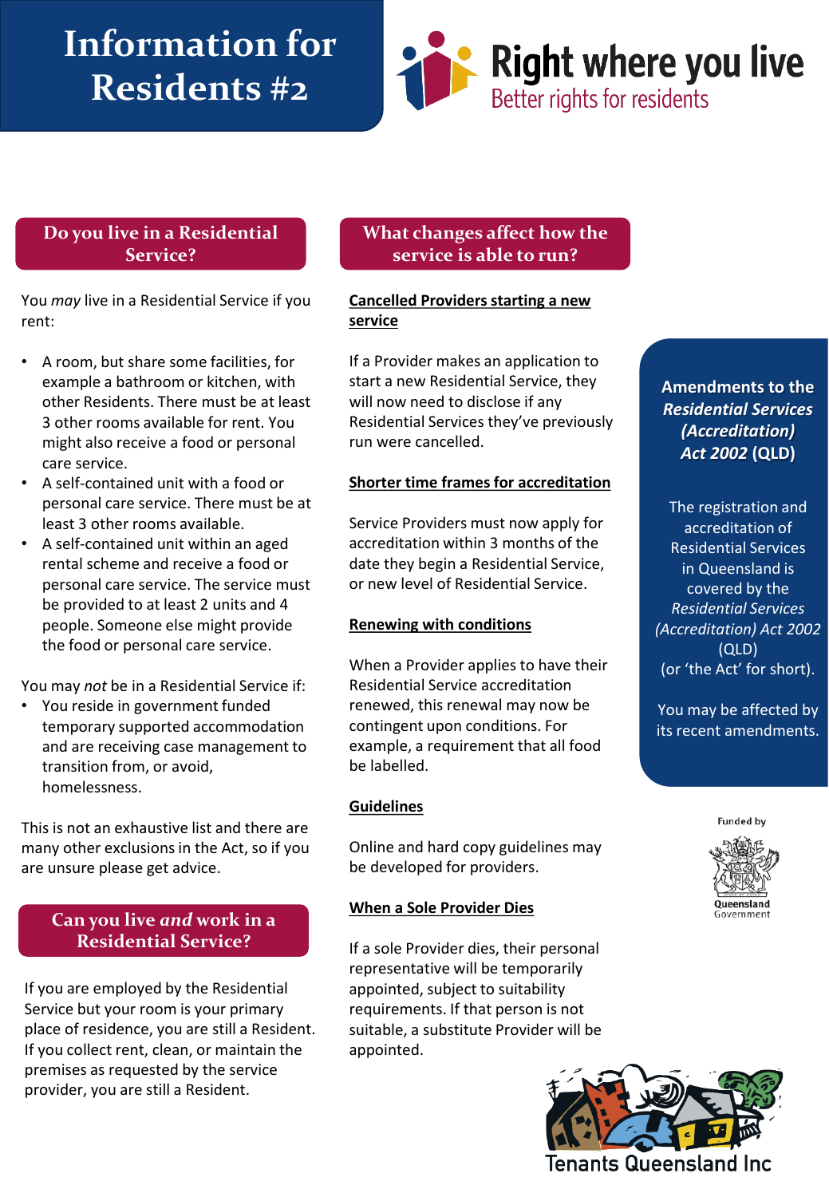# Information for Residents #2

**Right where you live**
Better rights for residents

## Do you live in a Residential Service?

You *may* live in a Residential Service if you rent:

- A room, but share some facilities, for example a bathroom or kitchen, with other Residents. There must be at least 3 other rooms available for rent. You might also receive a food or personal care service.
- A self-contained unit with a food or personal care service. There must be at least 3 other rooms available.
- A self-contained unit within an aged rental scheme and receive a food or personal care service. The service must be provided to at least 2 units and 4 people. Someone else might provide the food or personal care service.

You may *not* be in a Residential Service if:

- You reside in government funded temporary supported accommodation and are receiving case management to transition from, or avoid, homelessness.

This is not an exhaustive list and there are many other exclusions in the Act, so if you are unsure please get advice.

## Can you live *and* work in a Residential Service?

If you are employed by the Residential Service but your room is your primary place of residence, you are still a Resident. If you collect rent, clean, or maintain the premises as requested by the service provider, you are still a Resident.

## What changes affect how the service is able to run?

**Cancelled Providers starting a new service**

If a Provider makes an application to start a new Residential Service, they will now need to disclose if any Residential Services they've previously run were cancelled.

**Shorter time frames for accreditation**

Service Providers must now apply for accreditation within 3 months of the date they begin a Residential Service, or new level of Residential Service.

**Renewing with conditions**

When a Provider applies to have their Residential Service accreditation renewed, this renewal may now be contingent upon conditions. For example, a requirement that all food be labelled.

**Guidelines**

Online and hard copy guidelines may be developed for providers.

**When a Sole Provider Dies**

If a sole Provider dies, their personal representative will be temporarily appointed, subject to suitability requirements. If that person is not suitable, a substitute Provider will be appointed.

## Amendments to the *Residential Services (Accreditation) Act 2002* (QLD)

The registration and accreditation of Residential Services in Queensland is covered by the *Residential Services (Accreditation) Act 2002* (QLD) (or 'the Act' for short).

You may be affected by its recent amendments.

Funded by Queensland Government

Tenants Queensland Inc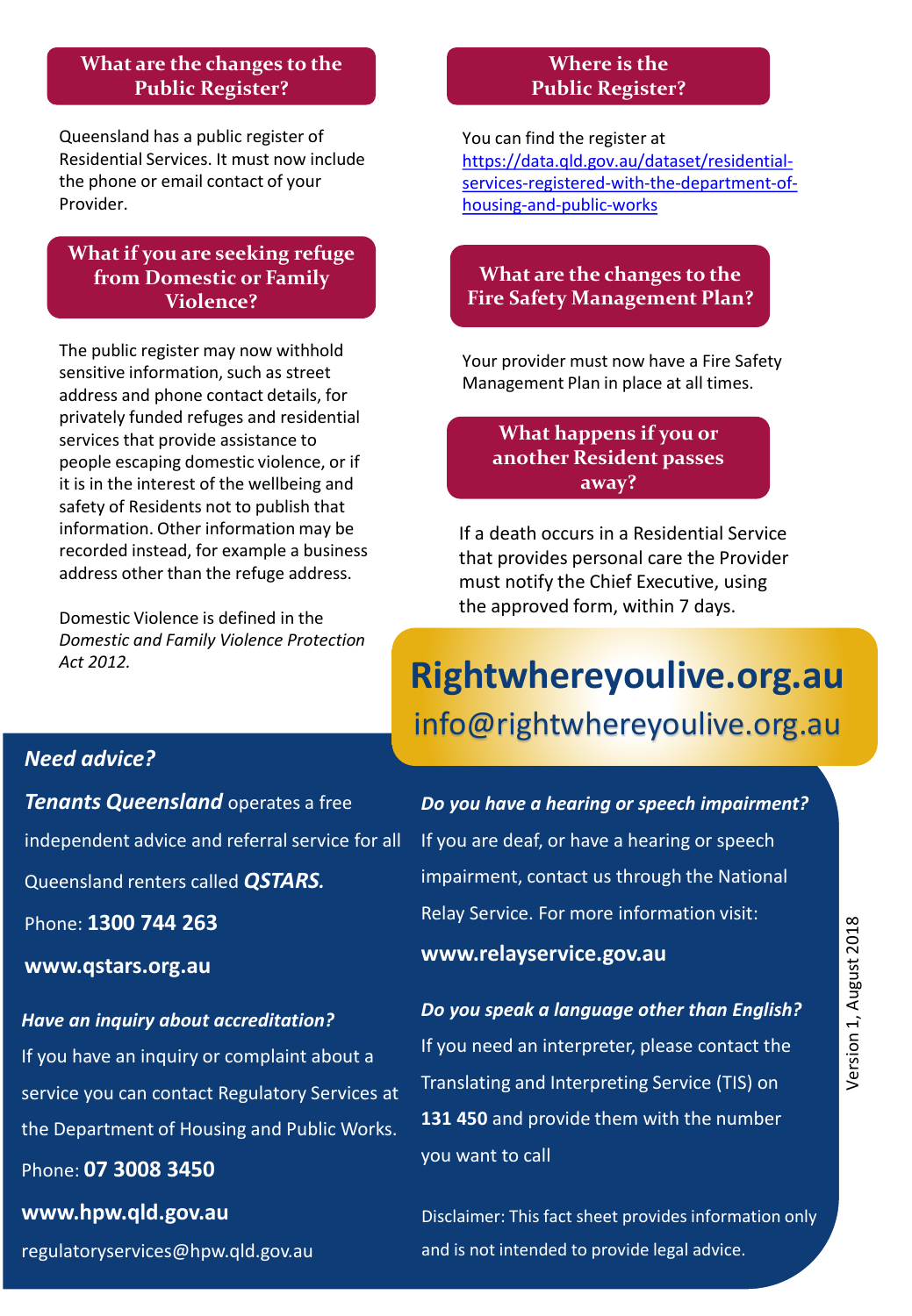## What are the changes to the Public Register?

Queensland has a public register of Residential Services. It must now include the phone or email contact of your Provider.

## What if you are seeking refuge from Domestic or Family Violence?

The public register may now withhold sensitive information, such as street address and phone contact details, for privately funded refuges and residential services that provide assistance to people escaping domestic violence, or if it is in the interest of the wellbeing and safety of Residents not to publish that information. Other information may be recorded instead, for example a business address other than the refuge address.

Domestic Violence is defined in the *Domestic and Family Violence Protection Act 2012.*

## Where is the Public Register?

You can find the register at https://data.qld.gov.au/dataset/residential-services-registered-with-the-department-of-housing-and-public-works

## What are the changes to the Fire Safety Management Plan?

Your provider must now have a Fire Safety Management Plan in place at all times.

## What happens if you or another Resident passes away?

If a death occurs in a Residential Service that provides personal care the Provider must notify the Chief Executive, using the approved form, within 7 days.

# Rightwhereyoulive.org.au

info@rightwhereyoulive.org.au

### *Need advice?*

***Tenants Queensland*** operates a free independent advice and referral service for all Queensland renters called ***QSTARS.***

Phone: **1300 744 263**

**www.qstars.org.au**

### *Have an inquiry about accreditation?*

If you have an inquiry or complaint about a service you can contact Regulatory Services at the Department of Housing and Public Works.

Phone: **07 3008 3450**

**www.hpw.qld.gov.au**

regulatoryservices@hpw.qld.gov.au

### *Do you have a hearing or speech impairment?*

If you are deaf, or have a hearing or speech impairment, contact us through the National Relay Service. For more information visit:

**www.relayservice.gov.au**

### *Do you speak a language other than English?*

If you need an interpreter, please contact the Translating and Interpreting Service (TIS) on **131 450** and provide them with the number you want to call

Disclaimer: This fact sheet provides information only and is not intended to provide legal advice.

Version 1, August 2018